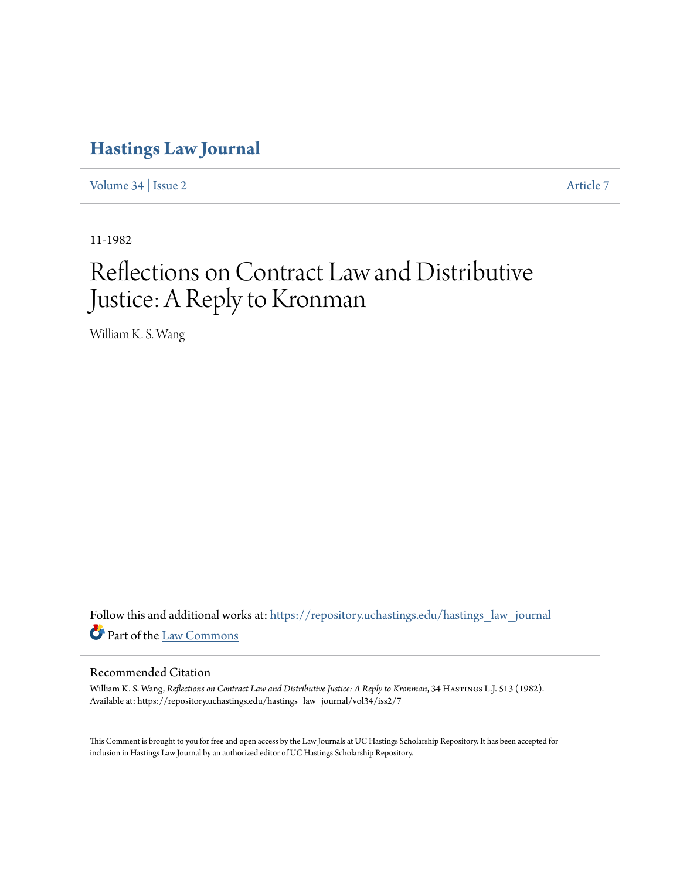# Hastings Law Journal

Volume 34 | Issue 2 Article 7

11-1982

# Reflections on Contract Law and Distributive Justice: A Reply to Kronman

William K. S. Wang

Follow this and additional works at: https://repository.uchastings.edu/hastings_law_journal

Part of the Law Commons

## Recommended Citation

William K. S. Wang, *Reflections on Contract Law and Distributive Justice: A Reply to Kronman*, 34 Hastings L.J. 513 (1982).
Available at: https://repository.uchastings.edu/hastings_law_journal/vol34/iss2/7

This Comment is brought to you for free and open access by the Law Journals at UC Hastings Scholarship Repository. It has been accepted for inclusion in Hastings Law Journal by an authorized editor of UC Hastings Scholarship Repository.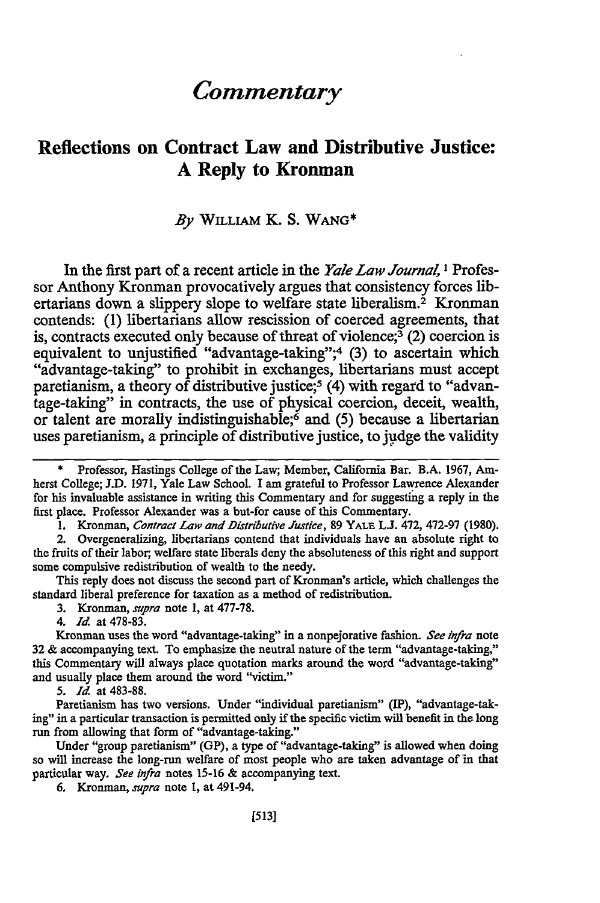# *Commentary*

## Reflections on Contract Law and Distributive Justice: A Reply to Kronman

*By* WILLIAM K. S. WANG*

In the first part of a recent article in the *Yale Law Journal,*[1] Professor Anthony Kronman provocatively argues that consistency forces libertarians down a slippery slope to welfare state liberalism.[2] Kronman contends: (1) libertarians allow rescission of coerced agreements, that is, contracts executed only because of threat of violence;[3] (2) coercion is equivalent to unjustified "advantage-taking";[4] (3) to ascertain which "advantage-taking" to prohibit in exchanges, libertarians must accept paretianism, a theory of distributive justice;[5] (4) with regard to "advantage-taking" in contracts, the use of physical coercion, deceit, wealth, or talent are morally indistinguishable;[6] and (5) because a libertarian uses paretianism, a principle of distributive justice, to judge the validity

---

\* Professor, Hastings College of the Law; Member, California Bar. B.A. 1967, Amherst College; J.D. 1971, Yale Law School. I am grateful to Professor Lawrence Alexander for his invaluable assistance in writing this Commentary and for suggesting a reply in the first place. Professor Alexander was a but-for cause of this Commentary.

1. Kronman, *Contract Law and Distributive Justice*, 89 YALE L.J. 472, 472-97 (1980).

2. Overgeneralizing, libertarians contend that individuals have an absolute right to the fruits of their labor; welfare state liberals deny the absoluteness of this right and support some compulsive redistribution of wealth to the needy.

This reply does not discuss the second part of Kronman's article, which challenges the standard liberal preference for taxation as a method of redistribution.

3. Kronman, *supra* note 1, at 477-78.

4. *Id.* at 478-83.

Kronman uses the word "advantage-taking" in a nonpejorative fashion. *See infra* note 32 & accompanying text. To emphasize the neutral nature of the term "advantage-taking," this Commentary will always place quotation marks around the word "advantage-taking" and usually place them around the word "victim."

5. *Id.* at 483-88.

Paretianism has two versions. Under "individual paretianism" (IP), "advantage-taking" in a particular transaction is permitted only if the specific victim will benefit in the long run from allowing that form of "advantage-taking."

Under "group paretianism" (GP), a type of "advantage-taking" is allowed when doing so will increase the long-run welfare of most people who are taken advantage of in that particular way. *See infra* notes 15-16 & accompanying text.

6. Kronman, *supra* note 1, at 491-94.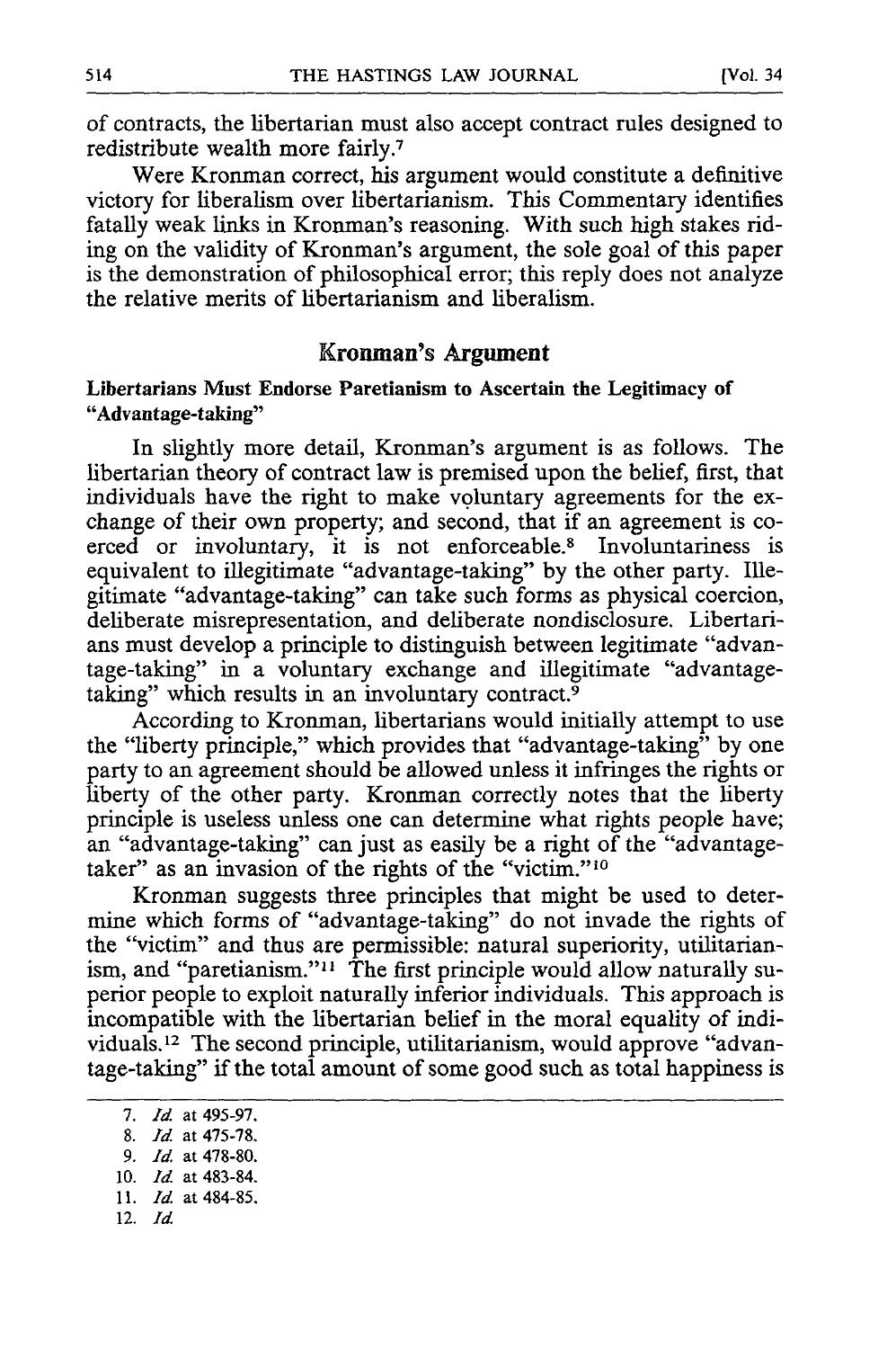of contracts, the libertarian must also accept contract rules designed to redistribute wealth more fairly.[7]

Were Kronman correct, his argument would constitute a definitive victory for liberalism over libertarianism. This Commentary identifies fatally weak links in Kronman's reasoning. With such high stakes riding on the validity of Kronman's argument, the sole goal of this paper is the demonstration of philosophical error; this reply does not analyze the relative merits of libertarianism and liberalism.

## Kronman's Argument

### Libertarians Must Endorse Paretianism to Ascertain the Legitimacy of "Advantage-taking"

In slightly more detail, Kronman's argument is as follows. The libertarian theory of contract law is premised upon the belief, first, that individuals have the right to make voluntary agreements for the exchange of their own property; and second, that if an agreement is coerced or involuntary, it is not enforceable.[8] Involuntariness is equivalent to illegitimate "advantage-taking" by the other party. Illegitimate "advantage-taking" can take such forms as physical coercion, deliberate misrepresentation, and deliberate nondisclosure. Libertarians must develop a principle to distinguish between legitimate "advantage-taking" in a voluntary exchange and illegitimate "advantage-taking" which results in an involuntary contract.[9]

According to Kronman, libertarians would initially attempt to use the "liberty principle," which provides that "advantage-taking" by one party to an agreement should be allowed unless it infringes the rights or liberty of the other party. Kronman correctly notes that the liberty principle is useless unless one can determine what rights people have; an "advantage-taking" can just as easily be a right of the "advantage-taker" as an invasion of the rights of the "victim."[10]

Kronman suggests three principles that might be used to determine which forms of "advantage-taking" do not invade the rights of the "victim" and thus are permissible: natural superiority, utilitarianism, and "paretianism."[11] The first principle would allow naturally superior people to exploit naturally inferior individuals. This approach is incompatible with the libertarian belief in the moral equality of individuals.[12] The second principle, utilitarianism, would approve "advantage-taking" if the total amount of some good such as total happiness is

---

7. *Id.* at 495-97.
8. *Id.* at 475-78.
9. *Id.* at 478-80.
10. *Id.* at 483-84.
11. *Id.* at 484-85.
12. *Id.*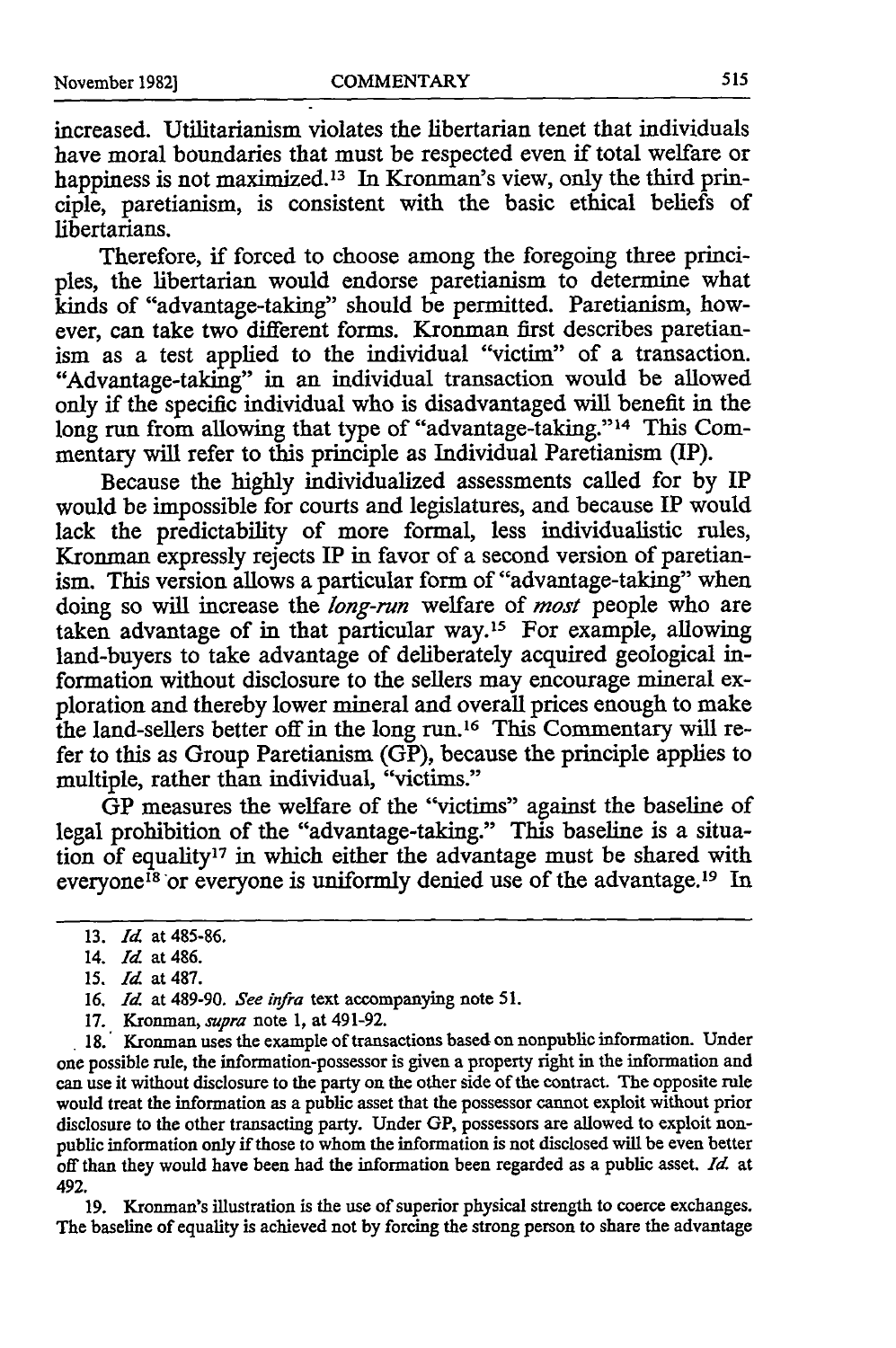increased. Utilitarianism violates the libertarian tenet that individuals have moral boundaries that must be respected even if total welfare or happiness is not maximized.[13] In Kronman's view, only the third principle, paretianism, is consistent with the basic ethical beliefs of libertarians.

Therefore, if forced to choose among the foregoing three principles, the libertarian would endorse paretianism to determine what kinds of "advantage-taking" should be permitted. Paretianism, however, can take two different forms. Kronman first describes paretianism as a test applied to the individual "victim" of a transaction. "Advantage-taking" in an individual transaction would be allowed only if the specific individual who is disadvantaged will benefit in the long run from allowing that type of "advantage-taking."[14] This Commentary will refer to this principle as Individual Paretianism (IP).

Because the highly individualized assessments called for by IP would be impossible for courts and legislatures, and because IP would lack the predictability of more formal, less individualistic rules, Kronman expressly rejects IP in favor of a second version of paretianism. This version allows a particular form of "advantage-taking" when doing so will increase the *long-run* welfare of *most* people who are taken advantage of in that particular way.[15] For example, allowing land-buyers to take advantage of deliberately acquired geological information without disclosure to the sellers may encourage mineral exploration and thereby lower mineral and overall prices enough to make the land-sellers better off in the long run.[16] This Commentary will refer to this as Group Paretianism (GP), because the principle applies to multiple, rather than individual, "victims."

GP measures the welfare of the "victims" against the baseline of legal prohibition of the "advantage-taking." This baseline is a situation of equality[17] in which either the advantage must be shared with everyone[18] or everyone is uniformly denied use of the advantage.[19] In

---

13. *Id.* at 485-86.

14. *Id.* at 486.

15. *Id.* at 487.

16. *Id.* at 489-90. *See infra* text accompanying note 51.

17. Kronman, *supra* note 1, at 491-92.

18. Kronman uses the example of transactions based on nonpublic information. Under one possible rule, the information-possessor is given a property right in the information and can use it without disclosure to the party on the other side of the contract. The opposite rule would treat the information as a public asset that the possessor cannot exploit without prior disclosure to the other transacting party. Under GP, possessors are allowed to exploit nonpublic information only if those to whom the information is not disclosed will be even better off than they would have been had the information been regarded as a public asset. *Id.* at 492.

19. Kronman's illustration is the use of superior physical strength to coerce exchanges. The baseline of equality is achieved not by forcing the strong person to share the advantage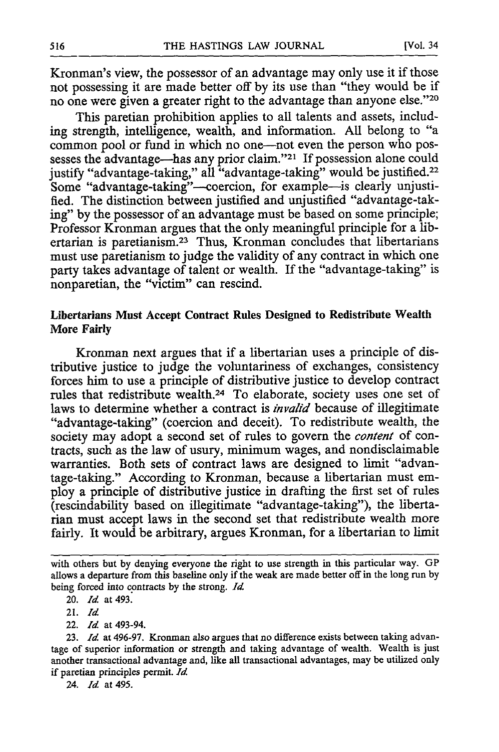Kronman's view, the possessor of an advantage may only use it if those not possessing it are made better off by its use than "they would be if no one were given a greater right to the advantage than anyone else."[20]

This paretian prohibition applies to all talents and assets, including strength, intelligence, wealth, and information. All belong to "a common pool or fund in which no one—not even the person who possesses the advantage—has any prior claim."[21] If possession alone could justify "advantage-taking," all "advantage-taking" would be justified.[22] Some "advantage-taking"—coercion, for example—is clearly unjustified. The distinction between justified and unjustified "advantage-taking" by the possessor of an advantage must be based on some principle; Professor Kronman argues that the only meaningful principle for a libertarian is paretianism.[23] Thus, Kronman concludes that libertarians must use paretianism to judge the validity of any contract in which one party takes advantage of talent or wealth. If the "advantage-taking" is nonparetian, the "victim" can rescind.

**Libertarians Must Accept Contract Rules Designed to Redistribute Wealth More Fairly**

Kronman next argues that if a libertarian uses a principle of distributive justice to judge the voluntariness of exchanges, consistency forces him to use a principle of distributive justice to develop contract rules that redistribute wealth.[24] To elaborate, society uses one set of laws to determine whether a contract is *invalid* because of illegitimate "advantage-taking" (coercion and deceit). To redistribute wealth, the society may adopt a second set of rules to govern the *content* of contracts, such as the law of usury, minimum wages, and nondisclaimable warranties. Both sets of contract laws are designed to limit "advantage-taking." According to Kronman, because a libertarian must employ a principle of distributive justice in drafting the first set of rules (rescindability based on illegitimate "advantage-taking"), the libertarian must accept laws in the second set that redistribute wealth more fairly. It would be arbitrary, argues Kronman, for a libertarian to limit

---

with others but by denying everyone the right to use strength in this particular way. GP allows a departure from this baseline only if the weak are made better off in the long run by being forced into contracts by the strong. *Id.*

20. *Id.* at 493.

21. *Id.*

22. *Id.* at 493-94.

23. *Id.* at 496-97. Kronman also argues that no difference exists between taking advantage of superior information or strength and taking advantage of wealth. Wealth is just another transactional advantage and, like all transactional advantages, may be utilized only if paretian principles permit. *Id.*

24. *Id.* at 495.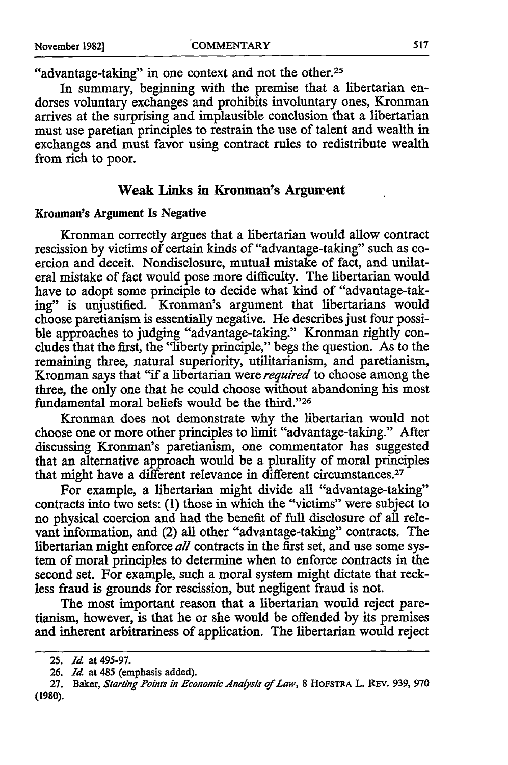"advantage-taking" in one context and not the other.[25]

In summary, beginning with the premise that a libertarian endorses voluntary exchanges and prohibits involuntary ones, Kronman arrives at the surprising and implausible conclusion that a libertarian must use paretian principles to restrain the use of talent and wealth in exchanges and must favor using contract rules to redistribute wealth from rich to poor.

## Weak Links in Kronman's Argument

### Kronman's Argument Is Negative

Kronman correctly argues that a libertarian would allow contract rescission by victims of certain kinds of "advantage-taking" such as coercion and deceit. Nondisclosure, mutual mistake of fact, and unilateral mistake of fact would pose more difficulty. The libertarian would have to adopt some principle to decide what kind of "advantage-taking" is unjustified. Kronman's argument that libertarians would choose paretianism is essentially negative. He describes just four possible approaches to judging "advantage-taking." Kronman rightly concludes that the first, the "liberty principle," begs the question. As to the remaining three, natural superiority, utilitarianism, and paretianism, Kronman says that "if a libertarian were *required* to choose among the three, the only one that he could choose without abandoning his most fundamental moral beliefs would be the third."[26]

Kronman does not demonstrate why the libertarian would not choose one or more other principles to limit "advantage-taking." After discussing Kronman's paretianism, one commentator has suggested that an alternative approach would be a plurality of moral principles that might have a different relevance in different circumstances.[27]

For example, a libertarian might divide all "advantage-taking" contracts into two sets: (1) those in which the "victims" were subject to no physical coercion and had the benefit of full disclosure of all relevant information, and (2) all other "advantage-taking" contracts. The libertarian might enforce *all* contracts in the first set, and use some system of moral principles to determine when to enforce contracts in the second set. For example, such a moral system might dictate that reckless fraud is grounds for rescission, but negligent fraud is not.

The most important reason that a libertarian would reject paretianism, however, is that he or she would be offended by its premises and inherent arbitrariness of application. The libertarian would reject

---

25. *Id.* at 495-97.

26. *Id.* at 485 (emphasis added).

27. Baker, *Starting Points in Economic Analysis of Law*, 8 HOFSTRA L. REV. 939, 970 (1980).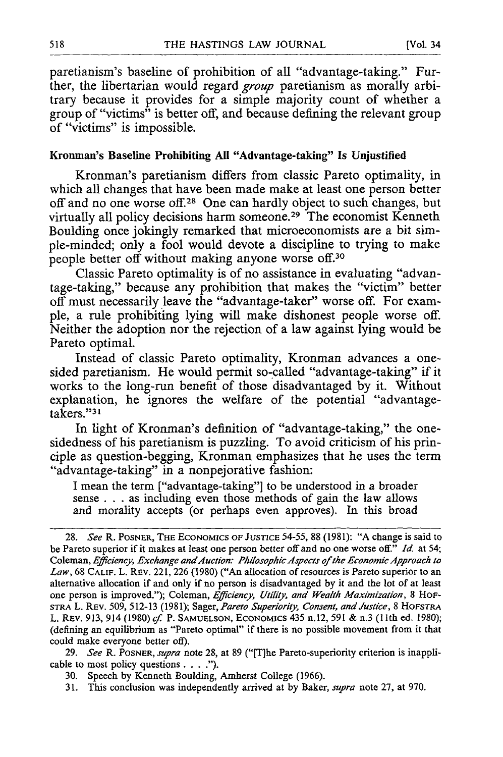paretianism's baseline of prohibition of all "advantage-taking." Further, the libertarian would regard *group* paretianism as morally arbitrary because it provides for a simple majority count of whether a group of "victims" is better off, and because defining the relevant group of "victims" is impossible.

### Kronman's Baseline Prohibiting All "Advantage-taking" Is Unjustified

Kronman's paretianism differs from classic Pareto optimality, in which all changes that have been made make at least one person better off and no one worse off.[28] One can hardly object to such changes, but virtually all policy decisions harm someone.[29] The economist Kenneth Boulding once jokingly remarked that microeconomists are a bit simple-minded; only a fool would devote a discipline to trying to make people better off without making anyone worse off.[30]

Classic Pareto optimality is of no assistance in evaluating "advantage-taking," because any prohibition that makes the "victim" better off must necessarily leave the "advantage-taker" worse off. For example, a rule prohibiting lying will make dishonest people worse off. Neither the adoption nor the rejection of a law against lying would be Pareto optimal.

Instead of classic Pareto optimality, Kronman advances a one-sided paretianism. He would permit so-called "advantage-taking" if it works to the long-run benefit of those disadvantaged by it. Without explanation, he ignores the welfare of the potential "advantage-takers."[31]

In light of Kronman's definition of "advantage-taking," the one-sidedness of his paretianism is puzzling. To avoid criticism of his principle as question-begging, Kronman emphasizes that he uses the term "advantage-taking" in a nonpejorative fashion:

> I mean the term ["advantage-taking"] to be understood in a broader sense . . . as including even those methods of gain the law allows and morality accepts (or perhaps even approves). In this broad

---

28. *See* R. POSNER, THE ECONOMICS OF JUSTICE 54-55, 88 (1981): "A change is said to be Pareto superior if it makes at least one person better off and no one worse off." *Id.* at 54; Coleman, *Efficiency, Exchange and Auction: Philosophic Aspects of the Economic Approach to Law*, 68 CALIF. L. REV. 221, 226 (1980) ("An allocation of resources is Pareto superior to an alternative allocation if and only if no person is disadvantaged by it and the lot of at least one person is improved."); Coleman, *Efficiency, Utility, and Wealth Maximization*, 8 HOFSTRA L. REV. 509, 512-13 (1981); Sager, *Pareto Superiority, Consent, and Justice*, 8 HOFSTRA L. REV. 913, 914 (1980) *cf.* P. SAMUELSON, ECONOMICS 435 n.12, 591 & n.3 (11th ed. 1980); (defining an equilibrium as "Pareto optimal" if there is no possible movement from it that could make everyone better off).

29. *See* R. POSNER, *supra* note 28, at 89 ("[T]he Pareto-superiority criterion is inapplicable to most policy questions . . . .").

30. Speech by Kenneth Boulding, Amherst College (1966).

31. This conclusion was independently arrived at by Baker, *supra* note 27, at 970.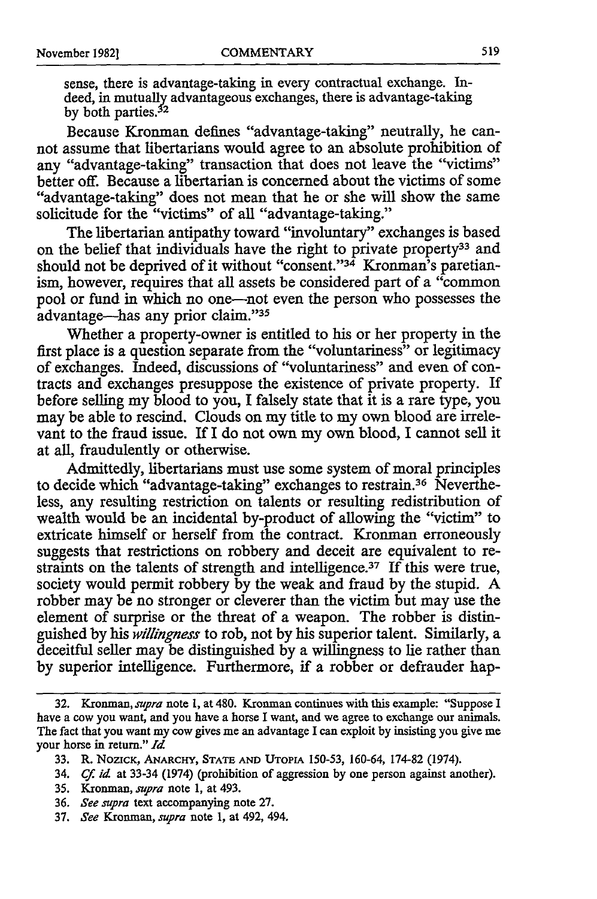sense, there is advantage-taking in every contractual exchange. Indeed, in mutually advantageous exchanges, there is advantage-taking by both parties.[32]

Because Kronman defines "advantage-taking" neutrally, he cannot assume that libertarians would agree to an absolute prohibition of any "advantage-taking" transaction that does not leave the "victims" better off. Because a libertarian is concerned about the victims of some "advantage-taking" does not mean that he or she will show the same solicitude for the "victims" of all "advantage-taking."

The libertarian antipathy toward "involuntary" exchanges is based on the belief that individuals have the right to private property[33] and should not be deprived of it without "consent."[34] Kronman's paretianism, however, requires that all assets be considered part of a "common pool or fund in which no one—not even the person who possesses the advantage—has any prior claim."[35]

Whether a property-owner is entitled to his or her property in the first place is a question separate from the "voluntariness" or legitimacy of exchanges. Indeed, discussions of "voluntariness" and even of contracts and exchanges presuppose the existence of private property. If before selling my blood to you, I falsely state that it is a rare type, you may be able to rescind. Clouds on my title to my own blood are irrelevant to the fraud issue. If I do not own my own blood, I cannot sell it at all, fraudulently or otherwise.

Admittedly, libertarians must use some system of moral principles to decide which "advantage-taking" exchanges to restrain.[36] Nevertheless, any resulting restriction on talents or resulting redistribution of wealth would be an incidental by-product of allowing the "victim" to extricate himself or herself from the contract. Kronman erroneously suggests that restrictions on robbery and deceit are equivalent to restraints on the talents of strength and intelligence.[37] If this were true, society would permit robbery by the weak and fraud by the stupid. A robber may be no stronger or cleverer than the victim but may use the element of surprise or the threat of a weapon. The robber is distinguished by his *willingness* to rob, not by his superior talent. Similarly, a deceitful seller may be distinguished by a willingness to lie rather than by superior intelligence. Furthermore, if a robber or defrauder hap-

---

32. Kronman, *supra* note 1, at 480. Kronman continues with this example: "Suppose I have a cow you want, and you have a horse I want, and we agree to exchange our animals. The fact that you want my cow gives me an advantage I can exploit by insisting you give me your horse in return." *Id.*

33. R. Nozick, Anarchy, State and Utopia 150-53, 160-64, 174-82 (1974).

34. *Cf. id.* at 33-34 (1974) (prohibition of aggression by one person against another).

35. Kronman, *supra* note 1, at 493.

36. *See supra* text accompanying note 27.

37. *See* Kronman, *supra* note 1, at 492, 494.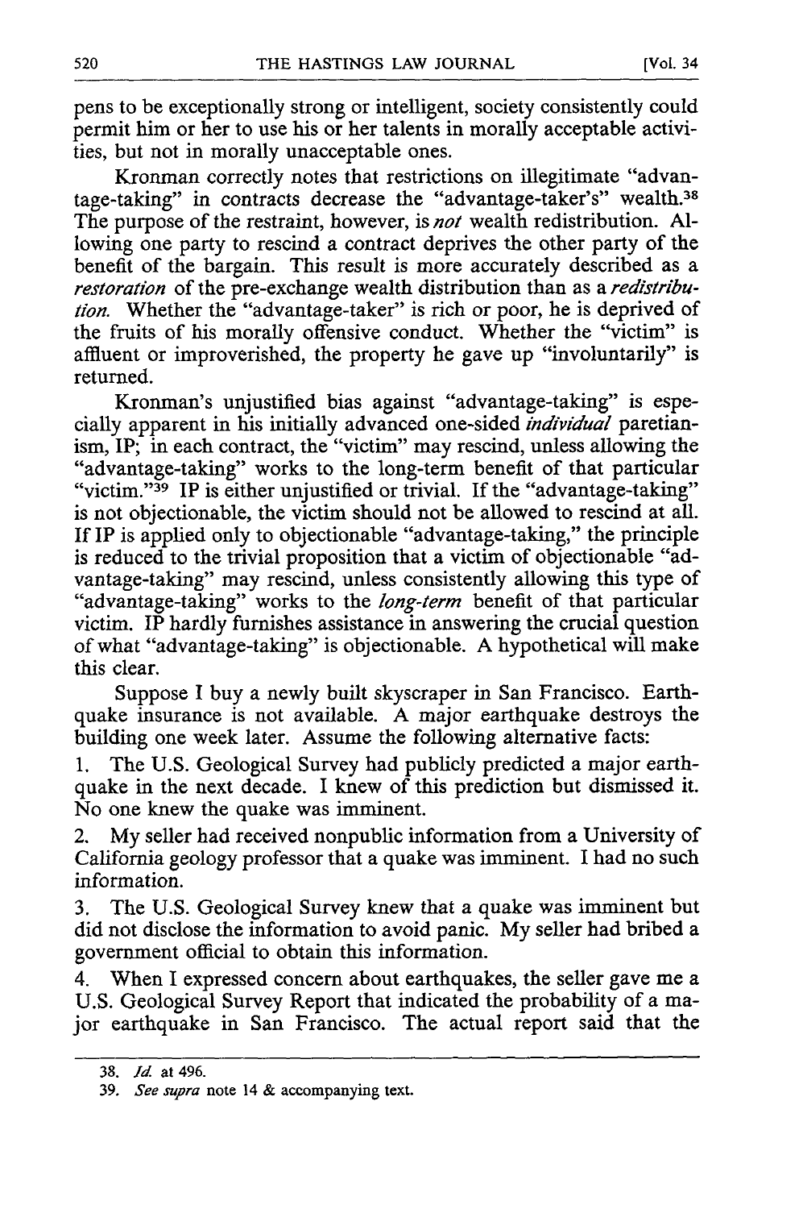pens to be exceptionally strong or intelligent, society consistently could permit him or her to use his or her talents in morally acceptable activities, but not in morally unacceptable ones.

Kronman correctly notes that restrictions on illegitimate "advantage-taking" in contracts decrease the "advantage-taker's" wealth.[38] The purpose of the restraint, however, is *not* wealth redistribution. Allowing one party to rescind a contract deprives the other party of the benefit of the bargain. This result is more accurately described as a *restoration* of the pre-exchange wealth distribution than as a *redistribution.* Whether the "advantage-taker" is rich or poor, he is deprived of the fruits of his morally offensive conduct. Whether the "victim" is affluent or improverished, the property he gave up "involuntarily" is returned.

Kronman's unjustified bias against "advantage-taking" is especially apparent in his initially advanced one-sided *individual* paretianism, IP; in each contract, the "victim" may rescind, unless allowing the "advantage-taking" works to the long-term benefit of that particular "victim."[39] IP is either unjustified or trivial. If the "advantage-taking" is not objectionable, the victim should not be allowed to rescind at all. If IP is applied only to objectionable "advantage-taking," the principle is reduced to the trivial proposition that a victim of objectionable "advantage-taking" may rescind, unless consistently allowing this type of "advantage-taking" works to the *long-term* benefit of that particular victim. IP hardly furnishes assistance in answering the crucial question of what "advantage-taking" is objectionable. A hypothetical will make this clear.

Suppose I buy a newly built skyscraper in San Francisco. Earthquake insurance is not available. A major earthquake destroys the building one week later. Assume the following alternative facts:

1. The U.S. Geological Survey had publicly predicted a major earthquake in the next decade. I knew of this prediction but dismissed it. No one knew the quake was imminent.
2. My seller had received nonpublic information from a University of California geology professor that a quake was imminent. I had no such information.
3. The U.S. Geological Survey knew that a quake was imminent but did not disclose the information to avoid panic. My seller had bribed a government official to obtain this information.
4. When I expressed concern about earthquakes, the seller gave me a U.S. Geological Survey Report that indicated the probability of a major earthquake in San Francisco. The actual report said that the

---

38. *Id.* at 496.

39. *See supra* note 14 & accompanying text.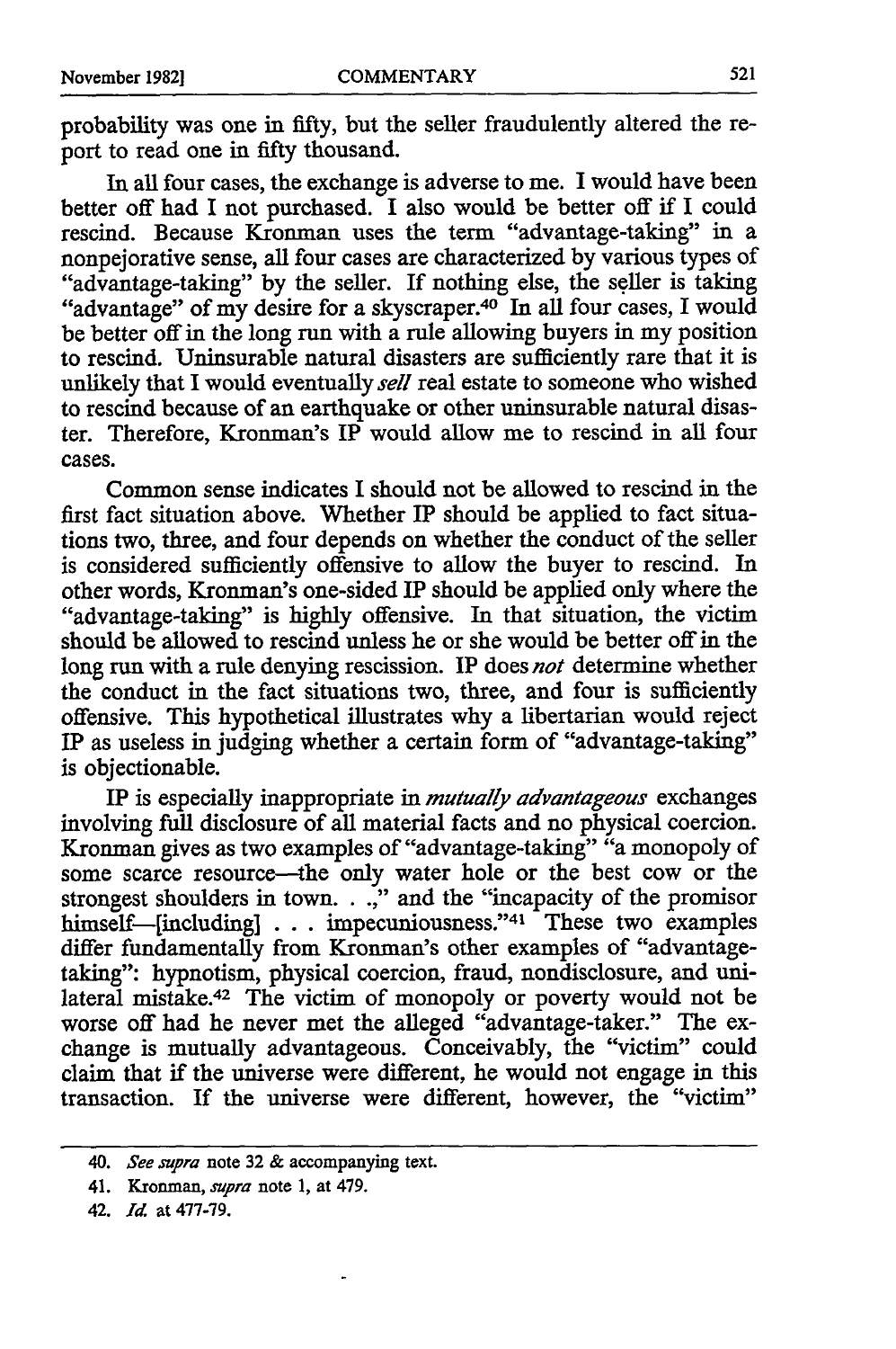probability was one in fifty, but the seller fraudulently altered the report to read one in fifty thousand.

In all four cases, the exchange is adverse to me. I would have been better off had I not purchased. I also would be better off if I could rescind. Because Kronman uses the term "advantage-taking" in a nonpejorative sense, all four cases are characterized by various types of "advantage-taking" by the seller. If nothing else, the seller is taking "advantage" of my desire for a skyscraper.[40] In all four cases, I would be better off in the long run with a rule allowing buyers in my position to rescind. Uninsurable natural disasters are sufficiently rare that it is unlikely that I would eventually *sell* real estate to someone who wished to rescind because of an earthquake or other uninsurable natural disaster. Therefore, Kronman's IP would allow me to rescind in all four cases.

Common sense indicates I should not be allowed to rescind in the first fact situation above. Whether IP should be applied to fact situations two, three, and four depends on whether the conduct of the seller is considered sufficiently offensive to allow the buyer to rescind. In other words, Kronman's one-sided IP should be applied only where the "advantage-taking" is highly offensive. In that situation, the victim should be allowed to rescind unless he or she would be better off in the long run with a rule denying rescission. IP does *not* determine whether the conduct in the fact situations two, three, and four is sufficiently offensive. This hypothetical illustrates why a libertarian would reject IP as useless in judging whether a certain form of "advantage-taking" is objectionable.

IP is especially inappropriate in *mutually advantageous* exchanges involving full disclosure of all material facts and no physical coercion. Kronman gives as two examples of "advantage-taking" "a monopoly of some scarce resource—the only water hole or the best cow or the strongest shoulders in town. . .," and the "incapacity of the promisor himself—[including] . . . impecuniousness."[41] These two examples differ fundamentally from Kronman's other examples of "advantage-taking": hypnotism, physical coercion, fraud, nondisclosure, and unilateral mistake.[42] The victim of monopoly or poverty would not be worse off had he never met the alleged "advantage-taker." The exchange is mutually advantageous. Conceivably, the "victim" could claim that if the universe were different, he would not engage in this transaction. If the universe were different, however, the "victim"

---

40. *See supra* note 32 & accompanying text.

41. Kronman, *supra* note 1, at 479.

42. *Id.* at 477-79.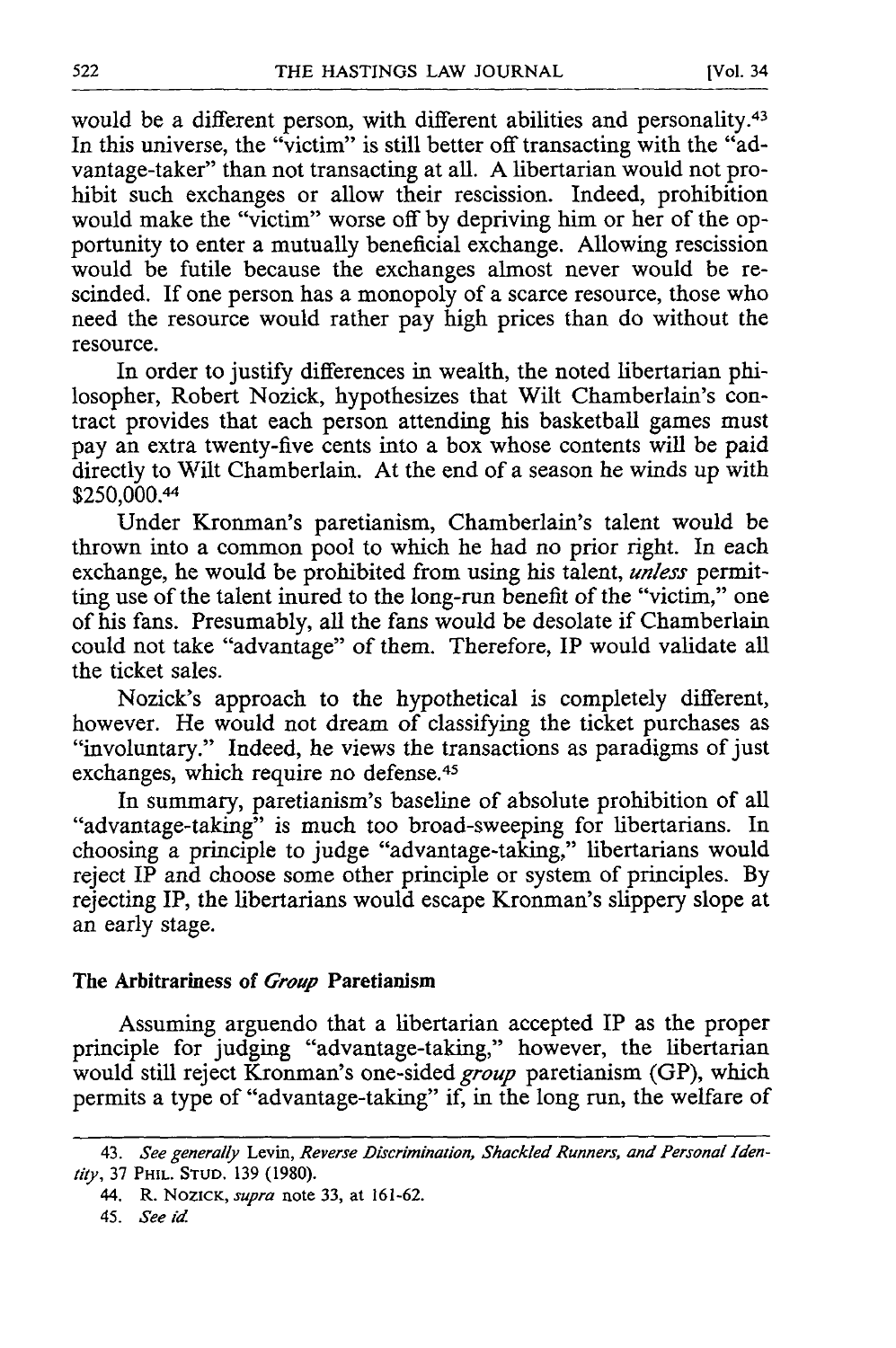would be a different person, with different abilities and personality.[43] In this universe, the "victim" is still better off transacting with the "advantage-taker" than not transacting at all. A libertarian would not prohibit such exchanges or allow their rescission. Indeed, prohibition would make the "victim" worse off by depriving him or her of the opportunity to enter a mutually beneficial exchange. Allowing rescission would be futile because the exchanges almost never would be rescinded. If one person has a monopoly of a scarce resource, those who need the resource would rather pay high prices than do without the resource.

In order to justify differences in wealth, the noted libertarian philosopher, Robert Nozick, hypothesizes that Wilt Chamberlain's contract provides that each person attending his basketball games must pay an extra twenty-five cents into a box whose contents will be paid directly to Wilt Chamberlain. At the end of a season he winds up with $250,000.[44]

Under Kronman's paretianism, Chamberlain's talent would be thrown into a common pool to which he had no prior right. In each exchange, he would be prohibited from using his talent, *unless* permitting use of the talent inured to the long-run benefit of the "victim," one of his fans. Presumably, all the fans would be desolate if Chamberlain could not take "advantage" of them. Therefore, IP would validate all the ticket sales.

Nozick's approach to the hypothetical is completely different, however. He would not dream of classifying the ticket purchases as "involuntary." Indeed, he views the transactions as paradigms of just exchanges, which require no defense.[45]

In summary, paretianism's baseline of absolute prohibition of all "advantage-taking" is much too broad-sweeping for libertarians. In choosing a principle to judge "advantage-taking," libertarians would reject IP and choose some other principle or system of principles. By rejecting IP, the libertarians would escape Kronman's slippery slope at an early stage.

**The Arbitrariness of *Group* Paretianism**

Assuming arguendo that a libertarian accepted IP as the proper principle for judging "advantage-taking," however, the libertarian would still reject Kronman's one-sided *group* paretianism (GP), which permits a type of "advantage-taking" if, in the long run, the welfare of

---

43. *See generally* Levin, *Reverse Discrimination, Shackled Runners, and Personal Identity*, 37 PHIL. STUD. 139 (1980).

44. R. NOZICK, *supra* note 33, at 161-62.

45. *See id.*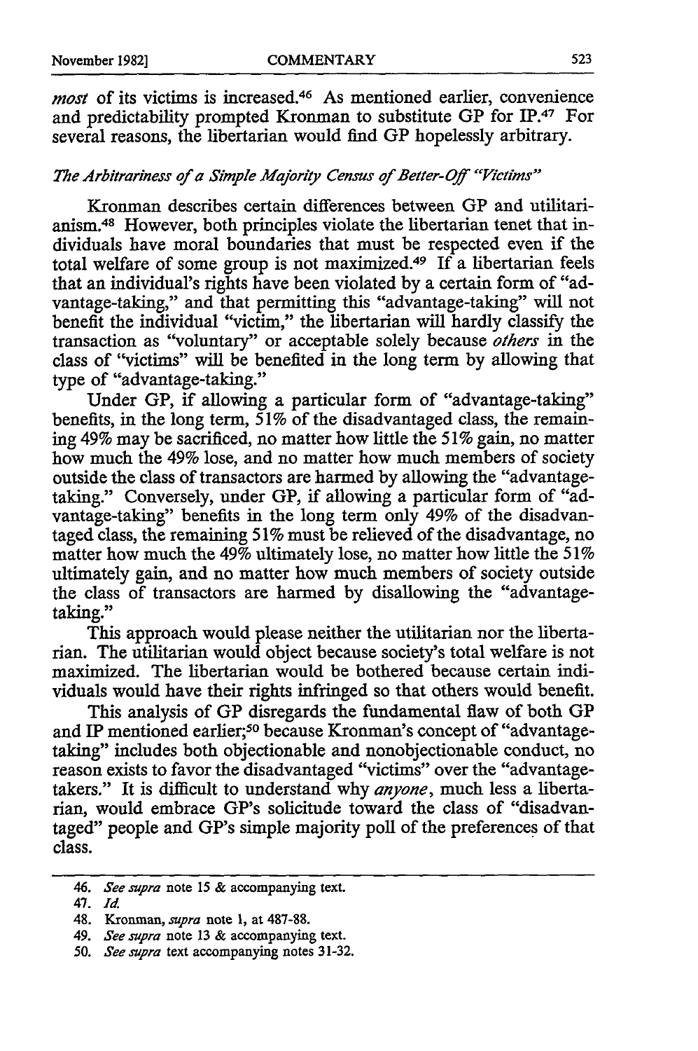*most* of its victims is increased.[46] As mentioned earlier, convenience and predictability prompted Kronman to substitute GP for IP.[47] For several reasons, the libertarian would find GP hopelessly arbitrary.

### *The Arbitrariness of a Simple Majority Census of Better-Off "Victims"*

Kronman describes certain differences between GP and utilitarianism.[48] However, both principles violate the libertarian tenet that individuals have moral boundaries that must be respected even if the total welfare of some group is not maximized.[49] If a libertarian feels that an individual's rights have been violated by a certain form of "advantage-taking," and that permitting this "advantage-taking" will not benefit the individual "victim," the libertarian will hardly classify the transaction as "voluntary" or acceptable solely because *others* in the class of "victims" will be benefited in the long term by allowing that type of "advantage-taking."

Under GP, if allowing a particular form of "advantage-taking" benefits, in the long term, 51% of the disadvantaged class, the remaining 49% may be sacrificed, no matter how little the 51% gain, no matter how much the 49% lose, and no matter how much members of society outside the class of transactors are harmed by allowing the "advantage-taking." Conversely, under GP, if allowing a particular form of "advantage-taking" benefits in the long term only 49% of the disadvantaged class, the remaining 51% must be relieved of the disadvantage, no matter how much the 49% ultimately lose, no matter how little the 51% ultimately gain, and no matter how much members of society outside the class of transactors are harmed by disallowing the "advantage-taking."

This approach would please neither the utilitarian nor the libertarian. The utilitarian would object because society's total welfare is not maximized. The libertarian would be bothered because certain individuals would have their rights infringed so that others would benefit.

This analysis of GP disregards the fundamental flaw of both GP and IP mentioned earlier;[50] because Kronman's concept of "advantage-taking" includes both objectionable and nonobjectionable conduct, no reason exists to favor the disadvantaged "victims" over the "advantage-takers." It is difficult to understand why *anyone*, much less a libertarian, would embrace GP's solicitude toward the class of "disadvantaged" people and GP's simple majority poll of the preferences of that class.

---

46. *See supra* note 15 & accompanying text.

47. *Id.*

48. Kronman, *supra* note 1, at 487-88.

49. *See supra* note 13 & accompanying text.

50. *See supra* text accompanying notes 31-32.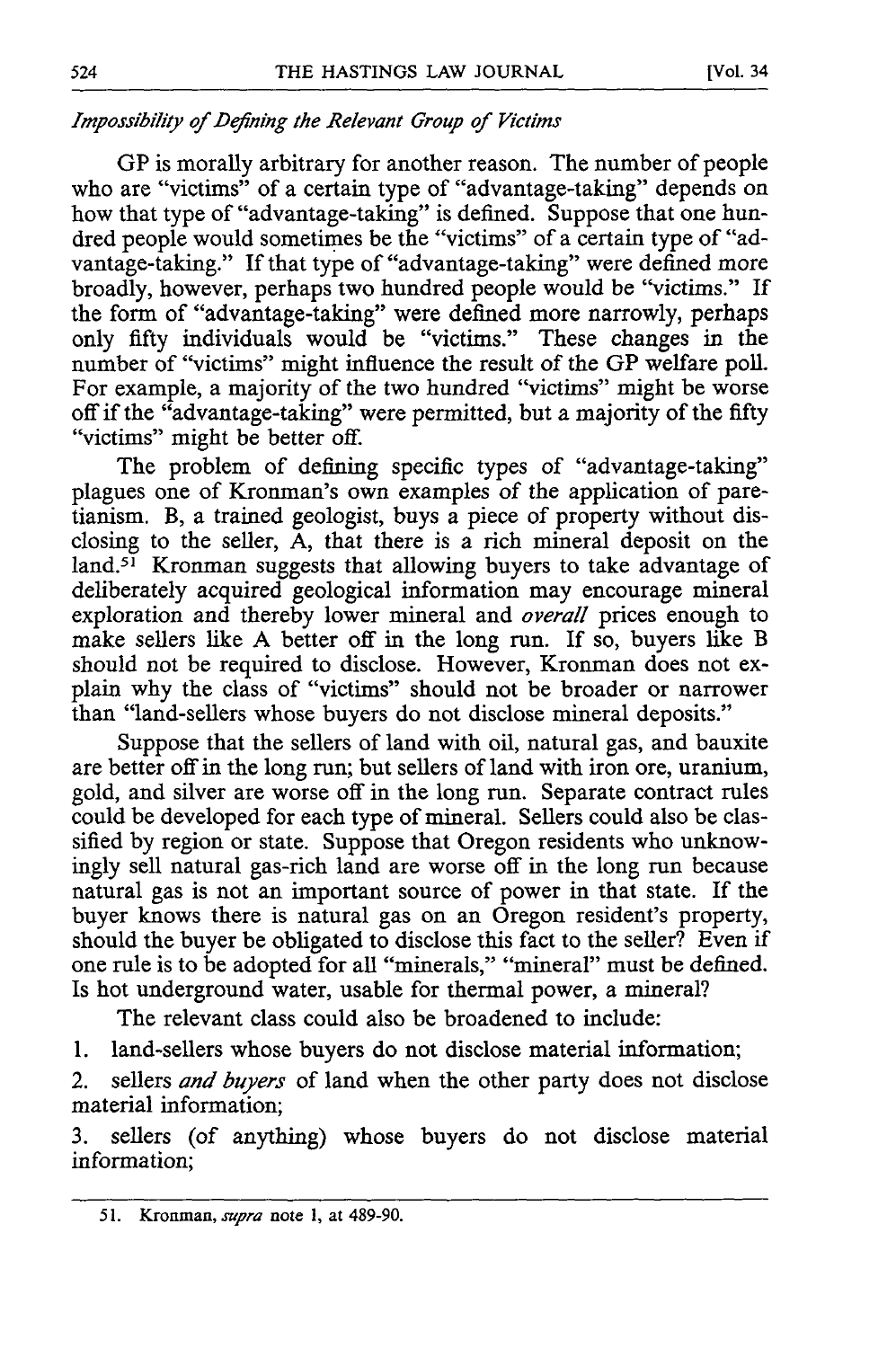*Impossibility of Defining the Relevant Group of Victims*

GP is morally arbitrary for another reason. The number of people who are "victims" of a certain type of "advantage-taking" depends on how that type of "advantage-taking" is defined. Suppose that one hundred people would sometimes be the "victims" of a certain type of "advantage-taking." If that type of "advantage-taking" were defined more broadly, however, perhaps two hundred people would be "victims." If the form of "advantage-taking" were defined more narrowly, perhaps only fifty individuals would be "victims." These changes in the number of "victims" might influence the result of the GP welfare poll. For example, a majority of the two hundred "victims" might be worse off if the "advantage-taking" were permitted, but a majority of the fifty "victims" might be better off.

The problem of defining specific types of "advantage-taking" plagues one of Kronman's own examples of the application of paretianism. B, a trained geologist, buys a piece of property without disclosing to the seller, A, that there is a rich mineral deposit on the land.[51] Kronman suggests that allowing buyers to take advantage of deliberately acquired geological information may encourage mineral exploration and thereby lower mineral and *overall* prices enough to make sellers like A better off in the long run. If so, buyers like B should not be required to disclose. However, Kronman does not explain why the class of "victims" should not be broader or narrower than "land-sellers whose buyers do not disclose mineral deposits."

Suppose that the sellers of land with oil, natural gas, and bauxite are better off in the long run; but sellers of land with iron ore, uranium, gold, and silver are worse off in the long run. Separate contract rules could be developed for each type of mineral. Sellers could also be classified by region or state. Suppose that Oregon residents who unknowingly sell natural gas-rich land are worse off in the long run because natural gas is not an important source of power in that state. If the buyer knows there is natural gas on an Oregon resident's property, should the buyer be obligated to disclose this fact to the seller? Even if one rule is to be adopted for all "minerals," "mineral" must be defined. Is hot underground water, usable for thermal power, a mineral?

The relevant class could also be broadened to include:

1. land-sellers whose buyers do not disclose material information;
2. sellers *and buyers* of land when the other party does not disclose material information;
3. sellers (of anything) whose buyers do not disclose material information;

---

51. Kronman, *supra* note 1, at 489-90.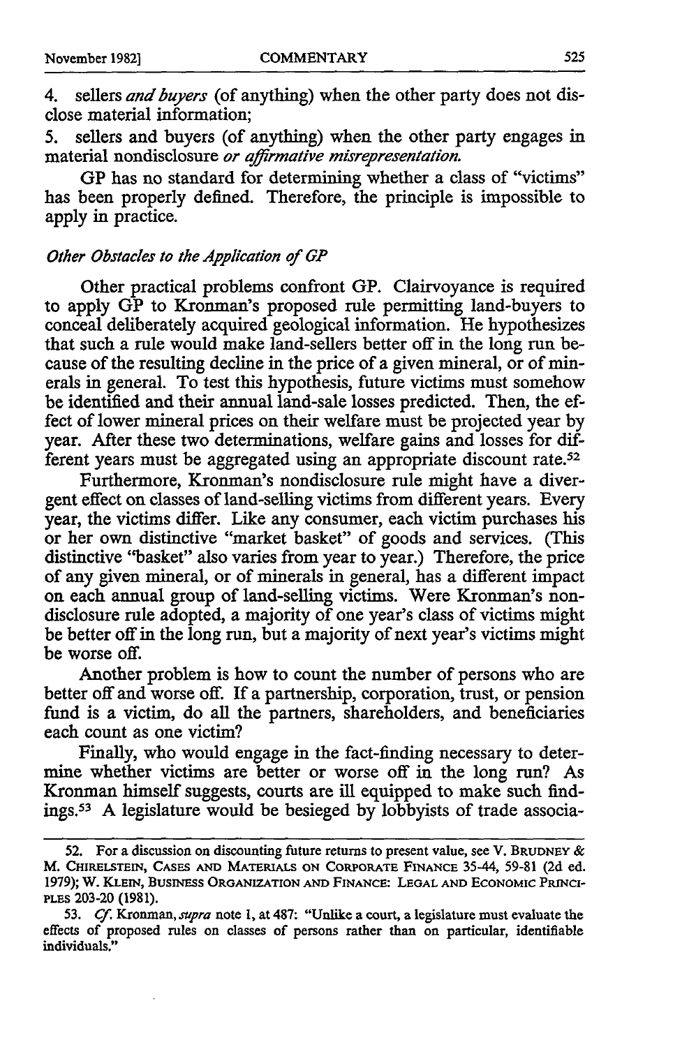4. sellers *and buyers* (of anything) when the other party does not disclose material information;

5. sellers and buyers (of anything) when the other party engages in material nondisclosure *or affirmative misrepresentation.*

GP has no standard for determining whether a class of "victims" has been properly defined. Therefore, the principle is impossible to apply in practice.

*Other Obstacles to the Application of GP*

Other practical problems confront GP. Clairvoyance is required to apply GP to Kronman's proposed rule permitting land-buyers to conceal deliberately acquired geological information. He hypothesizes that such a rule would make land-sellers better off in the long run because of the resulting decline in the price of a given mineral, or of minerals in general. To test this hypothesis, future victims must somehow be identified and their annual land-sale losses predicted. Then, the effect of lower mineral prices on their welfare must be projected year by year. After these two determinations, welfare gains and losses for different years must be aggregated using an appropriate discount rate.[52]

Furthermore, Kronman's nondisclosure rule might have a divergent effect on classes of land-selling victims from different years. Every year, the victims differ. Like any consumer, each victim purchases his or her own distinctive "market basket" of goods and services. (This distinctive "basket" also varies from year to year.) Therefore, the price of any given mineral, or of minerals in general, has a different impact on each annual group of land-selling victims. Were Kronman's nondisclosure rule adopted, a majority of one year's class of victims might be better off in the long run, but a majority of next year's victims might be worse off.

Another problem is how to count the number of persons who are better off and worse off. If a partnership, corporation, trust, or pension fund is a victim, do all the partners, shareholders, and beneficiaries each count as one victim?

Finally, who would engage in the fact-finding necessary to determine whether victims are better or worse off in the long run? As Kronman himself suggests, courts are ill equipped to make such findings.[53] A legislature would be besieged by lobbyists of trade associa-

---

52. For a discussion on discounting future returns to present value, see V. BRUDNEY & M. CHIRELSTEIN, CASES AND MATERIALS ON CORPORATE FINANCE 35-44, 59-81 (2d ed. 1979); W. KLEIN, BUSINESS ORGANIZATION AND FINANCE: LEGAL AND ECONOMIC PRINCIPLES 203-20 (1981).

53. *Cf.* Kronman, *supra* note 1, at 487: "Unlike a court, a legislature must evaluate the effects of proposed rules on classes of persons rather than on particular, identifiable individuals."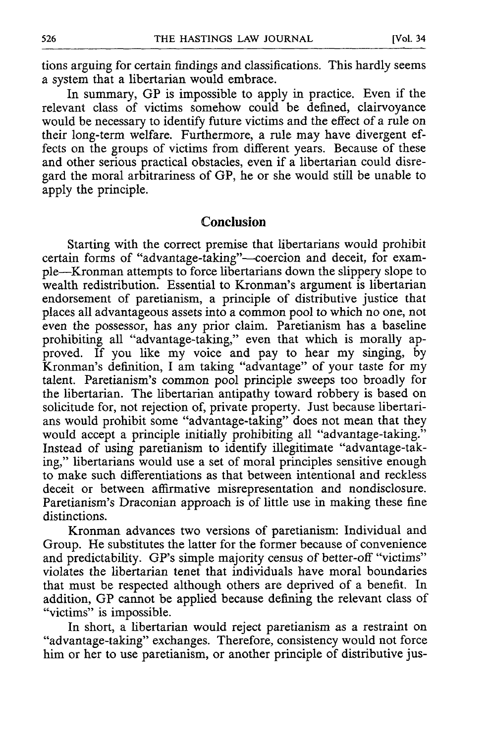tions arguing for certain findings and classifications. This hardly seems a system that a libertarian would embrace.

In summary, GP is impossible to apply in practice. Even if the relevant class of victims somehow could be defined, clairvoyance would be necessary to identify future victims and the effect of a rule on their long-term welfare. Furthermore, a rule may have divergent effects on the groups of victims from different years. Because of these and other serious practical obstacles, even if a libertarian could disregard the moral arbitrariness of GP, he or she would still be unable to apply the principle.

## Conclusion

Starting with the correct premise that libertarians would prohibit certain forms of "advantage-taking"—coercion and deceit, for example—Kronman attempts to force libertarians down the slippery slope to wealth redistribution. Essential to Kronman's argument is libertarian endorsement of paretianism, a principle of distributive justice that places all advantageous assets into a common pool to which no one, not even the possessor, has any prior claim. Paretianism has a baseline prohibiting all "advantage-taking," even that which is morally approved. If you like my voice and pay to hear my singing, by Kronman's definition, I am taking "advantage" of your taste for my talent. Paretianism's common pool principle sweeps too broadly for the libertarian. The libertarian antipathy toward robbery is based on solicitude for, not rejection of, private property. Just because libertarians would prohibit some "advantage-taking" does not mean that they would accept a principle initially prohibiting all "advantage-taking." Instead of using paretianism to identify illegitimate "advantage-taking," libertarians would use a set of moral principles sensitive enough to make such differentiations as that between intentional and reckless deceit or between affirmative misrepresentation and nondisclosure. Paretianism's Draconian approach is of little use in making these fine distinctions.

Kronman advances two versions of paretianism: Individual and Group. He substitutes the latter for the former because of convenience and predictability. GP's simple majority census of better-off "victims" violates the libertarian tenet that individuals have moral boundaries that must be respected although others are deprived of a benefit. In addition, GP cannot be applied because defining the relevant class of "victims" is impossible.

In short, a libertarian would reject paretianism as a restraint on "advantage-taking" exchanges. Therefore, consistency would not force him or her to use paretianism, or another principle of distributive jus-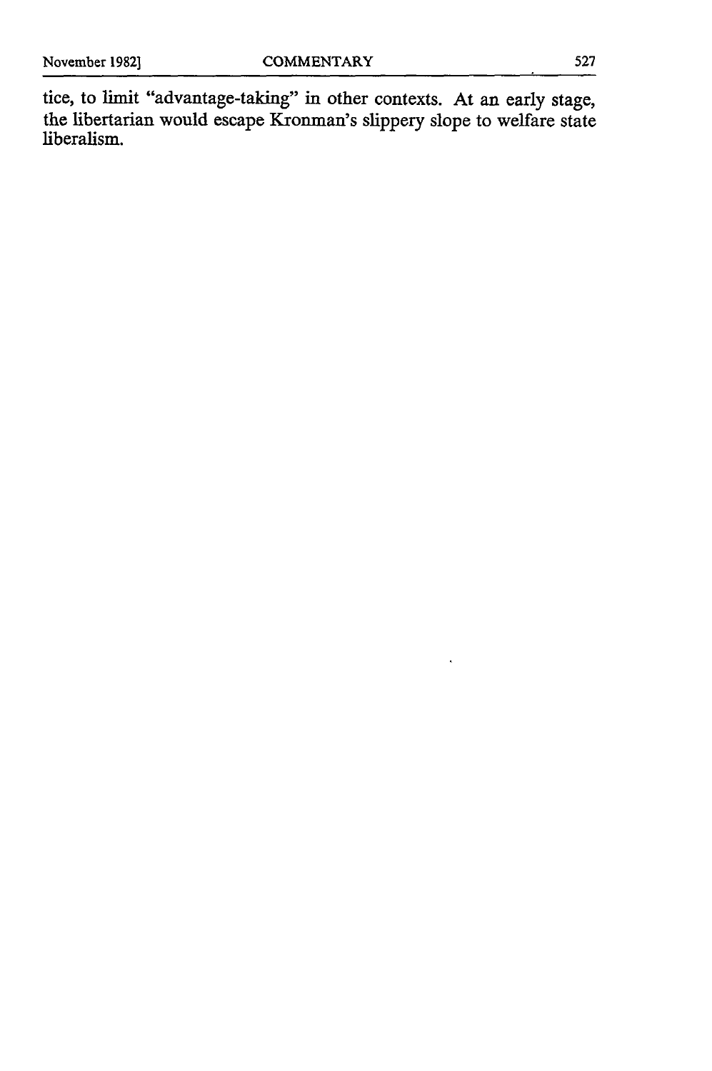tice, to limit "advantage-taking" in other contexts. At an early stage, the libertarian would escape Kronman's slippery slope to welfare state liberalism.